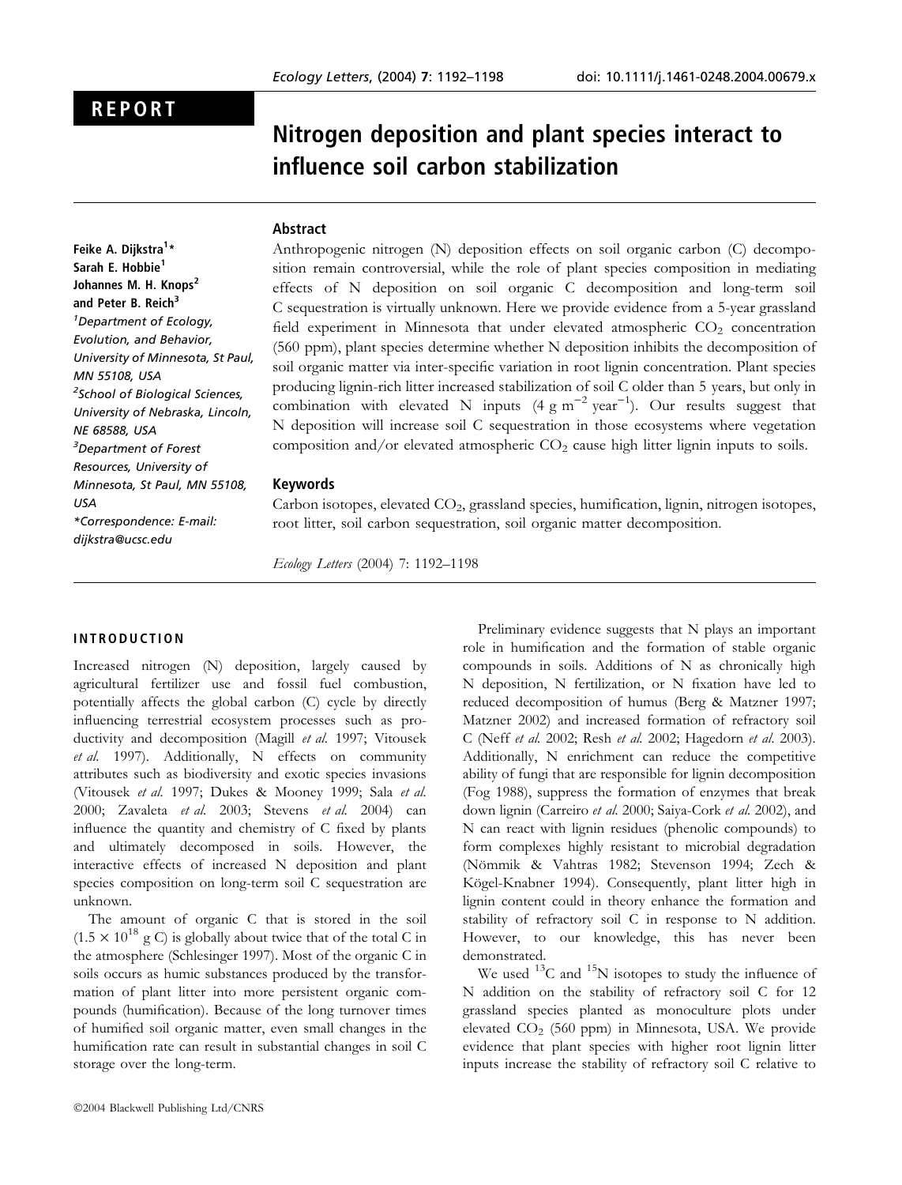REPORT

# Nitrogen deposition and plant species interact to influence soil carbon stabilization

Feike A. Dijkstra[1]*
Sarah E. Hobbie[1]
Johannes M. H. Knops[2]
and Peter B. Reich[3]

[1]Department of Ecology, Evolution, and Behavior, University of Minnesota, St Paul, MN 55108, USA
[2]School of Biological Sciences, University of Nebraska, Lincoln, NE 68588, USA
[3]Department of Forest Resources, University of Minnesota, St Paul, MN 55108, USA
*Correspondence: E-mail: dijkstra@ucsc.edu

## Abstract

Anthropogenic nitrogen (N) deposition effects on soil organic carbon (C) decomposition remain controversial, while the role of plant species composition in mediating effects of N deposition on soil organic C decomposition and long-term soil C sequestration is virtually unknown. Here we provide evidence from a 5-year grassland field experiment in Minnesota that under elevated atmospheric $CO_2$ concentration (560 ppm), plant species determine whether N deposition inhibits the decomposition of soil organic matter via inter-specific variation in root lignin concentration. Plant species producing lignin-rich litter increased stabilization of soil C older than 5 years, but only in combination with elevated N inputs (4 g $m^{-2}$ $year^{-1}$). Our results suggest that N deposition will increase soil C sequestration in those ecosystems where vegetation composition and/or elevated atmospheric $CO_2$ cause high litter lignin inputs to soils.

## Keywords

Carbon isotopes, elevated $CO_2$, grassland species, humification, lignin, nitrogen isotopes, root litter, soil carbon sequestration, soil organic matter decomposition.

*Ecology Letters* (2004) 7: 1192–1198

## INTRODUCTION

Increased nitrogen (N) deposition, largely caused by agricultural fertilizer use and fossil fuel combustion, potentially affects the global carbon (C) cycle by directly influencing terrestrial ecosystem processes such as productivity and decomposition (Magill *et al.* 1997; Vitousek *et al.* 1997). Additionally, N effects on community attributes such as biodiversity and exotic species invasions (Vitousek *et al.* 1997; Dukes & Mooney 1999; Sala *et al.* 2000; Zavaleta *et al.* 2003; Stevens *et al.* 2004) can influence the quantity and chemistry of C fixed by plants and ultimately decomposed in soils. However, the interactive effects of increased N deposition and plant species composition on long-term soil C sequestration are unknown.

The amount of organic C that is stored in the soil ($1.5 \times 10^{18}$ g C) is globally about twice that of the total C in the atmosphere (Schlesinger 1997). Most of the organic C in soils occurs as humic substances produced by the transformation of plant litter into more persistent organic compounds (humification). Because of the long turnover times of humified soil organic matter, even small changes in the humification rate can result in substantial changes in soil C storage over the long-term.

Preliminary evidence suggests that N plays an important role in humification and the formation of stable organic compounds in soils. Additions of N as chronically high N deposition, N fertilization, or N fixation have led to reduced decomposition of humus (Berg & Matzner 1997; Matzner 2002) and increased formation of refractory soil C (Neff *et al.* 2002; Resh *et al.* 2002; Hagedorn *et al.* 2003). Additionally, N enrichment can reduce the competitive ability of fungi that are responsible for lignin decomposition (Fog 1988), suppress the formation of enzymes that break down lignin (Carreiro *et al.* 2000; Saiya-Cork *et al.* 2002), and N can react with lignin residues (phenolic compounds) to form complexes highly resistant to microbial degradation (Nömmik & Vahtras 1982; Stevenson 1994; Zech & Kögel-Knabner 1994). Consequently, plant litter high in lignin content could in theory enhance the formation and stability of refractory soil C in response to N addition. However, to our knowledge, this has never been demonstrated.

We used $^{13}C$ and $^{15}N$ isotopes to study the influence of N addition on the stability of refractory soil C for 12 grassland species planted as monoculture plots under elevated $CO_2$ (560 ppm) in Minnesota, USA. We provide evidence that plant species with higher root lignin litter inputs increase the stability of refractory soil C relative to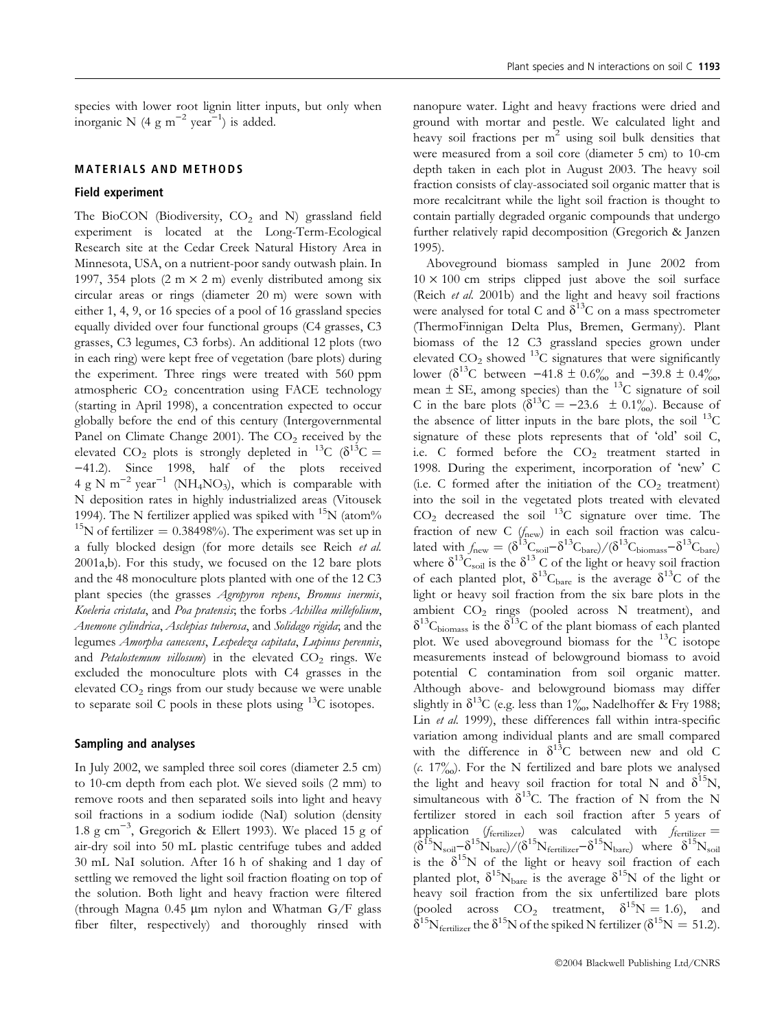species with lower root lignin litter inputs, but only when inorganic N (4 g $m^{-2}$ $year^{-1}$) is added.

## MATERIALS AND METHODS

### Field experiment

The BioCON (Biodiversity, $CO_2$ and N) grassland field experiment is located at the Long-Term-Ecological Research site at the Cedar Creek Natural History Area in Minnesota, USA, on a nutrient-poor sandy outwash plain. In 1997, 354 plots (2 m × 2 m) evenly distributed among six circular areas or rings (diameter 20 m) were sown with either 1, 4, 9, or 16 species of a pool of 16 grassland species equally divided over four functional groups (C4 grasses, C3 grasses, C3 legumes, C3 forbs). An additional 12 plots (two in each ring) were kept free of vegetation (bare plots) during the experiment. Three rings were treated with 560 ppm atmospheric $CO_2$ concentration using FACE technology (starting in April 1998), a concentration expected to occur globally before the end of this century (Intergovernmental Panel on Climate Change 2001). The $CO_2$ received by the elevated $CO_2$ plots is strongly depleted in $^{13}C$ ($\delta^{13}C$ = −41.2). Since 1998, half of the plots received 4 g N $m^{-2}$ $year^{-1}$ ($NH_4NO_3$), which is comparable with N deposition rates in highly industrialized areas (Vitousek 1994). The N fertilizer applied was spiked with $^{15}N$ (atom% $^{15}N$ of fertilizer = 0.38498%). The experiment was set up in a fully blocked design (for more details see Reich *et al.* 2001a,b). For this study, we focused on the 12 bare plots and the 48 monoculture plots planted with one of the 12 C3 plant species (the grasses *Agropyron repens*, *Bromus inermis*, *Koeleria cristata*, and *Poa pratensis*; the forbs *Achillea millefolium*, *Anemone cylindrica*, *Asclepias tuberosa*, and *Solidago rigida*; and the legumes *Amorpha canescens*, *Lespedeza capitata*, *Lupinus perennis*, and *Petalostemum villosum*) in the elevated $CO_2$ rings. We excluded the monoculture plots with C4 grasses in the elevated $CO_2$ rings from our study because we were unable to separate soil C pools in these plots using $^{13}C$ isotopes.

### Sampling and analyses

In July 2002, we sampled three soil cores (diameter 2.5 cm) to 10-cm depth from each plot. We sieved soils (2 mm) to remove roots and then separated soils into light and heavy soil fractions in a sodium iodide (NaI) solution (density 1.8 g $cm^{-3}$, Gregorich & Ellert 1993). We placed 15 g of air-dry soil into 50 mL plastic centrifuge tubes and added 30 mL NaI solution. After 16 h of shaking and 1 day of settling we removed the light soil fraction floating on top of the solution. Both light and heavy fraction were filtered (through Magna 0.45 μm nylon and Whatman G/F glass fiber filter, respectively) and thoroughly rinsed with nanopure water. Light and heavy fractions were dried and ground with mortar and pestle. We calculated light and heavy soil fractions per $m^2$ using soil bulk densities that were measured from a soil core (diameter 5 cm) to 10-cm depth taken in each plot in August 2003. The heavy soil fraction consists of clay-associated soil organic matter that is more recalcitrant while the light soil fraction is thought to contain partially degraded organic compounds that undergo further relatively rapid decomposition (Gregorich & Janzen 1995).

Aboveground biomass sampled in June 2002 from 10 × 100 cm strips clipped just above the soil surface (Reich *et al.* 2001b) and the light and heavy soil fractions were analysed for total C and $\delta^{13}C$ on a mass spectrometer (ThermoFinnigan Delta Plus, Bremen, Germany). Plant biomass of the 12 C3 grassland species grown under elevated $CO_2$ showed $^{13}C$ signatures that were significantly lower ($\delta^{13}C$ between −41.8 ± 0.6‰ and −39.8 ± 0.4‰, mean ± SE, among species) than the $^{13}C$ signature of soil C in the bare plots ($\delta^{13}C$ = −23.6 ± 0.1‰). Because of the absence of litter inputs in the bare plots, the soil $^{13}C$ signature of these plots represents that of 'old' soil C, i.e. C formed before the $CO_2$ treatment started in 1998. During the experiment, incorporation of 'new' C (i.e. C formed after the initiation of the $CO_2$ treatment) into the soil in the vegetated plots treated with elevated $CO_2$ decreased the soil $^{13}C$ signature over time. The fraction of new C ($f_{new}$) in each soil fraction was calculated with $f_{new} = (\delta^{13}C_{soil} - \delta^{13}C_{bare})/(\delta^{13}C_{biomass} - \delta^{13}C_{bare})$ where $\delta^{13}C_{soil}$ is the $\delta^{13}$ C of the light or heavy soil fraction of each planted plot, $\delta^{13}C_{bare}$ is the average $\delta^{13}C$ of the light or heavy soil fraction from the six bare plots in the ambient $CO_2$ rings (pooled across N treatment), and $\delta^{13}C_{biomass}$ is the $\delta^{13}C$ of the plant biomass of each planted plot. We used aboveground biomass for the $^{13}C$ isotope measurements instead of belowground biomass to avoid potential C contamination from soil organic matter. Although above- and belowground biomass may differ slightly in $\delta^{13}C$ (e.g. less than 1‰, Nadelhoffer & Fry 1988; Lin *et al.* 1999), these differences fall within intra-specific variation among individual plants and are small compared with the difference in $\delta^{13}C$ between new and old C (*c.* 17‰). For the N fertilized and bare plots we analysed the light and heavy soil fraction for total N and $\delta^{15}N$, simultaneous with $\delta^{13}C$. The fraction of N from the N fertilizer stored in each soil fraction after 5 years of application ($f_{fertilizer}$) was calculated with $f_{fertilizer} = (\delta^{15}N_{soil} - \delta^{15}N_{bare})/(\delta^{15}N_{fertilizer} - \delta^{15}N_{bare})$ where $\delta^{15}N_{soil}$ is the $\delta^{15}N$ of the light or heavy soil fraction of each planted plot, $\delta^{15}N_{bare}$ is the average $\delta^{15}N$ of the light or heavy soil fraction from the six unfertilized bare plots (pooled across $CO_2$ treatment, $\delta^{15}N$ = 1.6), and $\delta^{15}N_{fertilizer}$ the $\delta^{15}N$ of the spiked N fertilizer ($\delta^{15}N$ = 51.2).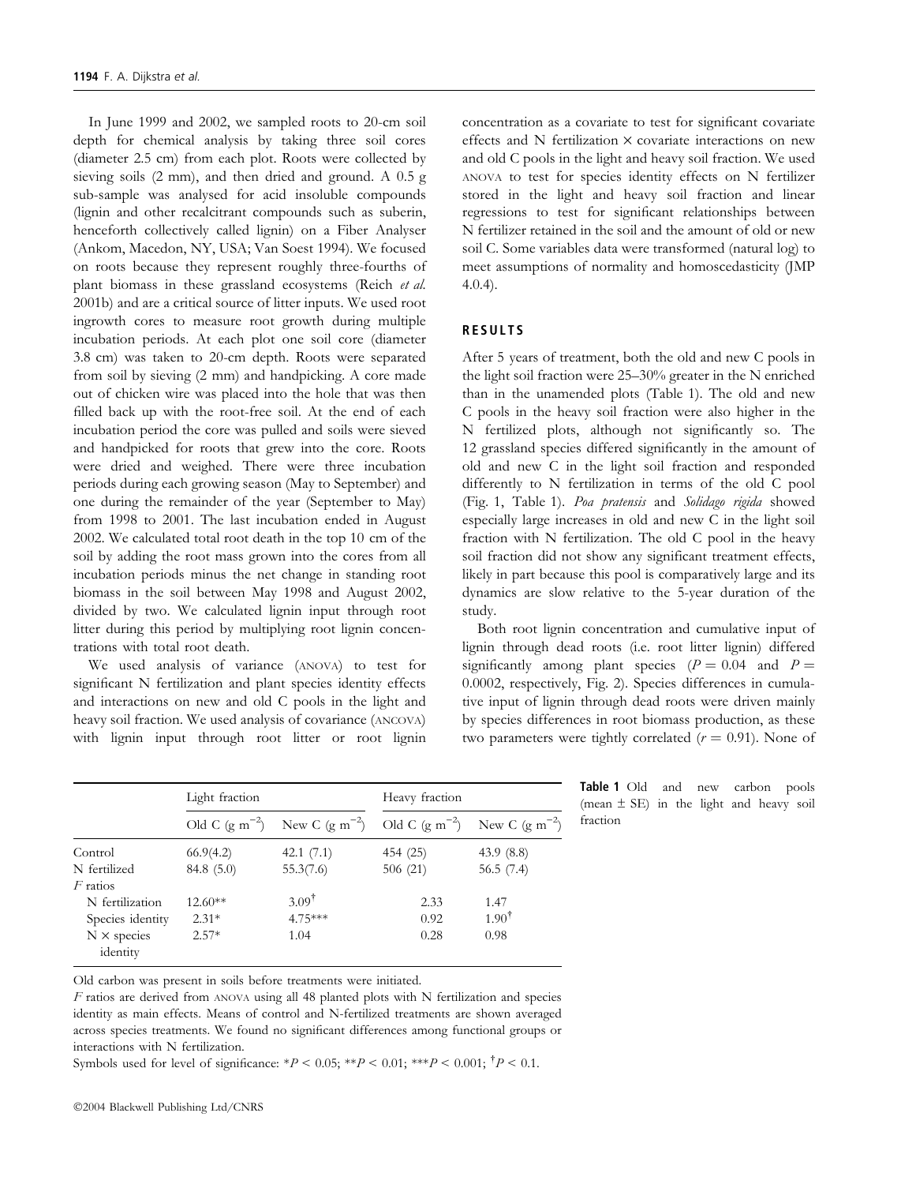In June 1999 and 2002, we sampled roots to 20-cm soil depth for chemical analysis by taking three soil cores (diameter 2.5 cm) from each plot. Roots were collected by sieving soils (2 mm), and then dried and ground. A 0.5 g sub-sample was analysed for acid insoluble compounds (lignin and other recalcitrant compounds such as suberin, henceforth collectively called lignin) on a Fiber Analyser (Ankom, Macedon, NY, USA; Van Soest 1994). We focused on roots because they represent roughly three-fourths of plant biomass in these grassland ecosystems (Reich *et al.* 2001b) and are a critical source of litter inputs. We used root ingrowth cores to measure root growth during multiple incubation periods. At each plot one soil core (diameter 3.8 cm) was taken to 20-cm depth. Roots were separated from soil by sieving (2 mm) and handpicking. A core made out of chicken wire was placed into the hole that was then filled back up with the root-free soil. At the end of each incubation period the core was pulled and soils were sieved and handpicked for roots that grew into the core. Roots were dried and weighed. There were three incubation periods during each growing season (May to September) and one during the remainder of the year (September to May) from 1998 to 2001. The last incubation ended in August 2002. We calculated total root death in the top 10 cm of the soil by adding the root mass grown into the cores from all incubation periods minus the net change in standing root biomass in the soil between May 1998 and August 2002, divided by two. We calculated lignin input through root litter during this period by multiplying root lignin concentrations with total root death.

We used analysis of variance (ANOVA) to test for significant N fertilization and plant species identity effects and interactions on new and old C pools in the light and heavy soil fraction. We used analysis of covariance (ANCOVA) with lignin input through root litter or root lignin concentration as a covariate to test for significant covariate effects and N fertilization × covariate interactions on new and old C pools in the light and heavy soil fraction. We used ANOVA to test for species identity effects on N fertilizer stored in the light and heavy soil fraction and linear regressions to test for significant relationships between N fertilizer retained in the soil and the amount of old or new soil C. Some variables data were transformed (natural log) to meet assumptions of normality and homoscedasticity (JMP 4.0.4).

## RESULTS

After 5 years of treatment, both the old and new C pools in the light soil fraction were 25–30% greater in the N enriched than in the unamended plots (Table 1). The old and new C pools in the heavy soil fraction were also higher in the N fertilized plots, although not significantly so. The 12 grassland species differed significantly in the amount of old and new C in the light soil fraction and responded differently to N fertilization in terms of the old C pool (Fig. 1, Table 1). *Poa pratensis* and *Solidago rigida* showed especially large increases in old and new C in the light soil fraction with N fertilization. The old C pool in the heavy soil fraction did not show any significant treatment effects, likely in part because this pool is comparatively large and its dynamics are slow relative to the 5-year duration of the study.

Both root lignin concentration and cumulative input of lignin through dead roots (i.e. root litter lignin) differed significantly among plant species ($P = 0.04$ and $P = 0.0002$, respectively, Fig. 2). Species differences in cumulative input of lignin through dead roots were driven mainly by species differences in root biomass production, as these two parameters were tightly correlated ($r = 0.91$). None of

**Table 1** Old and new carbon pools (mean ± SE) in the light and heavy soil fraction

| | Light fraction | | Heavy fraction | |
|---|---|---|---|---|
| | Old C (g m$^{-2}$) | New C (g m$^{-2}$) | Old C (g m$^{-2}$) | New C (g m$^{-2}$) |
| Control | 66.9(4.2) | 42.1 (7.1) | 454 (25) | 43.9 (8.8) |
| N fertilized | 84.8 (5.0) | 55.3(7.6) | 506 (21) | 56.5 (7.4) |
| *F* ratios | | | | |
| N fertilization | 12.60** | 3.09† | 2.33 | 1.47 |
| Species identity | 2.31* | 4.75*** | 0.92 | 1.90† |
| N × species identity | 2.57* | 1.04 | 0.28 | 0.98 |

Old carbon was present in soils before treatments were initiated.

*F* ratios are derived from ANOVA using all 48 planted plots with N fertilization and species identity as main effects. Means of control and N-fertilized treatments are shown averaged across species treatments. We found no significant differences among functional groups or interactions with N fertilization.

Symbols used for level of significance: *$P < 0.05$; **$P < 0.01$; ***$P < 0.001$; †$P < 0.1$.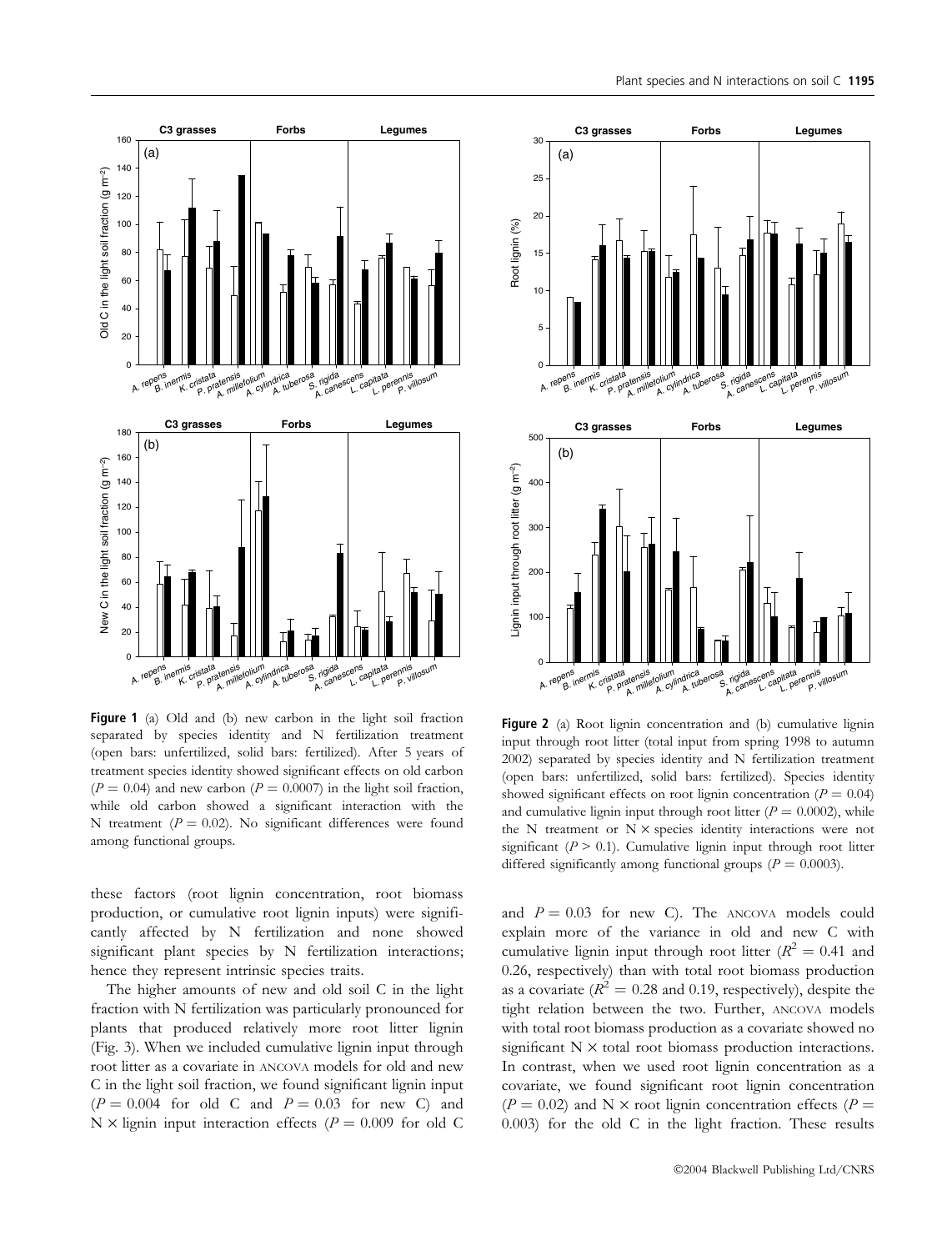**Figure 1** (a) Old and (b) new carbon in the light soil fraction separated by species identity and N fertilization treatment (open bars: unfertilized, solid bars: fertilized). After 5 years of treatment species identity showed significant effects on old carbon ($P = 0.04$) and new carbon ($P = 0.0007$) in the light soil fraction, while old carbon showed a significant interaction with the N treatment ($P = 0.02$). No significant differences were found among functional groups.

**Figure 2** (a) Root lignin concentration and (b) cumulative lignin input through root litter (total input from spring 1998 to autumn 2002) separated by species identity and N fertilization treatment (open bars: unfertilized, solid bars: fertilized). Species identity showed significant effects on root lignin concentration ($P = 0.04$) and cumulative lignin input through root litter ($P = 0.0002$), while the N treatment or N × species identity interactions were not significant ($P > 0.1$). Cumulative lignin input through root litter differed significantly among functional groups ($P = 0.0003$).

these factors (root lignin concentration, root biomass production, or cumulative root lignin inputs) were significantly affected by N fertilization and none showed significant plant species by N fertilization interactions; hence they represent intrinsic species traits.

The higher amounts of new and old soil C in the light fraction with N fertilization was particularly pronounced for plants that produced relatively more root litter lignin (Fig. 3). When we included cumulative lignin input through root litter as a covariate in ANCOVA models for old and new C in the light soil fraction, we found significant lignin input ($P = 0.004$ for old C and $P = 0.03$ for new C) and N × lignin input interaction effects ($P = 0.009$ for old C and $P = 0.03$ for new C). The ANCOVA models could explain more of the variance in old and new C with cumulative lignin input through root litter ($R^2 = 0.41$ and 0.26, respectively) than with total root biomass production as a covariate ($R^2 = 0.28$ and 0.19, respectively), despite the tight relation between the two. Further, ANCOVA models with total root biomass production as a covariate showed no significant N × total root biomass production interactions. In contrast, when we used root lignin concentration as a covariate, we found significant root lignin concentration ($P = 0.02$) and N × root lignin concentration effects ($P = 0.003$) for the old C in the light fraction. These results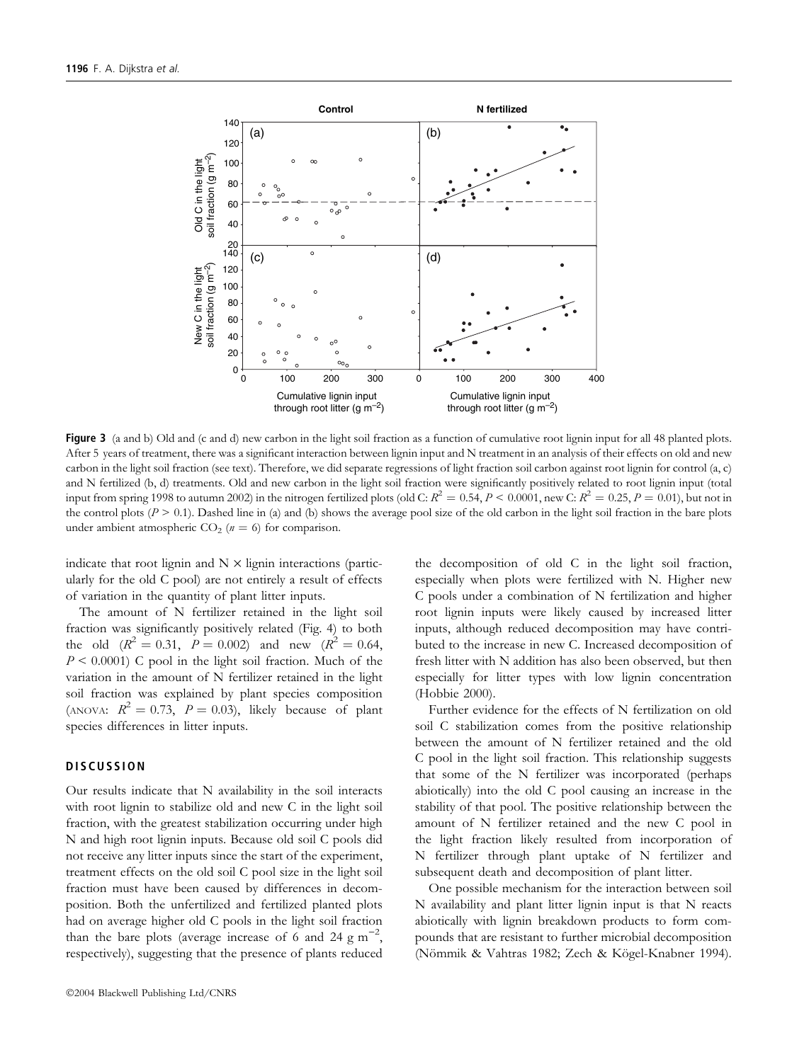**Figure 3** (a and b) Old and (c and d) new carbon in the light soil fraction as a function of cumulative root lignin input for all 48 planted plots. After 5 years of treatment, there was a significant interaction between lignin input and N treatment in an analysis of their effects on old and new carbon in the light soil fraction (see text). Therefore, we did separate regressions of light fraction soil carbon against root lignin for control (a, c) and N fertilized (b, d) treatments. Old and new carbon in the light soil fraction were significantly positively related to root lignin input (total input from spring 1998 to autumn 2002) in the nitrogen fertilized plots (old C: $R^2 = 0.54$, $P < 0.0001$, new C: $R^2 = 0.25$, $P = 0.01$), but not in the control plots ($P > 0.1$). Dashed line in (a) and (b) shows the average pool size of the old carbon in the light soil fraction in the bare plots under ambient atmospheric $CO_2$ ($n = 6$) for comparison.

indicate that root lignin and N × lignin interactions (particularly for the old C pool) are not entirely a result of effects of variation in the quantity of plant litter inputs.

The amount of N fertilizer retained in the light soil fraction was significantly positively related (Fig. 4) to both the old ($R^2 = 0.31$, $P = 0.002$) and new ($R^2 = 0.64$, $P < 0.0001$) C pool in the light soil fraction. Much of the variation in the amount of N fertilizer retained in the light soil fraction was explained by plant species composition (ANOVA: $R^2 = 0.73$, $P = 0.03$), likely because of plant species differences in litter inputs.

## DISCUSSION

Our results indicate that N availability in the soil interacts with root lignin to stabilize old and new C in the light soil fraction, with the greatest stabilization occurring under high N and high root lignin inputs. Because old soil C pools did not receive any litter inputs since the start of the experiment, treatment effects on the old soil C pool size in the light soil fraction must have been caused by differences in decomposition. Both the unfertilized and fertilized planted plots had on average higher old C pools in the light soil fraction than the bare plots (average increase of 6 and 24 g m$^{-2}$, respectively), suggesting that the presence of plants reduced the decomposition of old C in the light soil fraction, especially when plots were fertilized with N. Higher new C pools under a combination of N fertilization and higher root lignin inputs were likely caused by increased litter inputs, although reduced decomposition may have contributed to the increase in new C. Increased decomposition of fresh litter with N addition has also been observed, but then especially for litter types with low lignin concentration (Hobbie 2000).

Further evidence for the effects of N fertilization on old soil C stabilization comes from the positive relationship between the amount of N fertilizer retained and the old C pool in the light soil fraction. This relationship suggests that some of the N fertilizer was incorporated (perhaps abiotically) into the old C pool causing an increase in the stability of that pool. The positive relationship between the amount of N fertilizer retained and the new C pool in the light fraction likely resulted from incorporation of N fertilizer through plant uptake of N fertilizer and subsequent death and decomposition of plant litter.

One possible mechanism for the interaction between soil N availability and plant litter lignin input is that N reacts abiotically with lignin breakdown products to form compounds that are resistant to further microbial decomposition (Nömmik & Vahtras 1982; Zech & Kögel-Knabner 1994).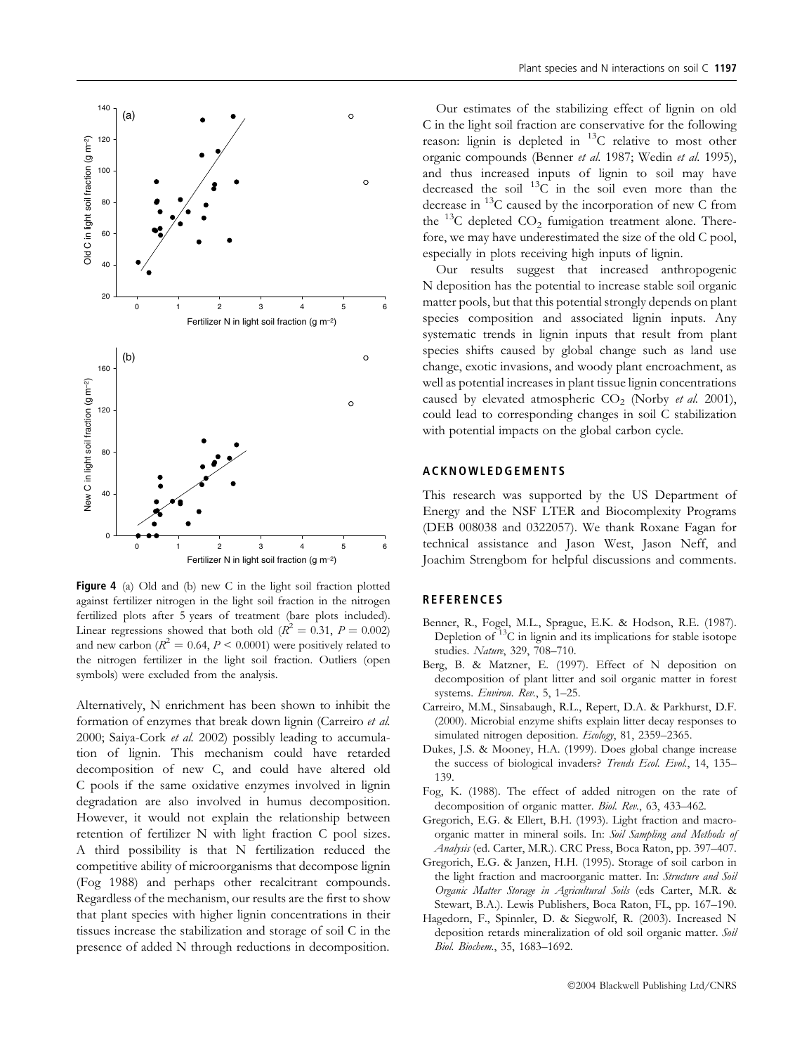**Figure 4** (a) Old and (b) new C in the light soil fraction plotted against fertilizer nitrogen in the light soil fraction in the nitrogen fertilized plots after 5 years of treatment (bare plots included). Linear regressions showed that both old ($R^2 = 0.31$, $P = 0.002$) and new carbon ($R^2 = 0.64$, $P < 0.0001$) were positively related to the nitrogen fertilizer in the light soil fraction. Outliers (open symbols) were excluded from the analysis.

Alternatively, N enrichment has been shown to inhibit the formation of enzymes that break down lignin (Carreiro *et al.* 2000; Saiya-Cork *et al.* 2002) possibly leading to accumulation of lignin. This mechanism could have retarded decomposition of new C, and could have altered old C pools if the same oxidative enzymes involved in lignin degradation are also involved in humus decomposition. However, it would not explain the relationship between retention of fertilizer N with light fraction C pool sizes. A third possibility is that N fertilization reduced the competitive ability of microorganisms that decompose lignin (Fog 1988) and perhaps other recalcitrant compounds. Regardless of the mechanism, our results are the first to show that plant species with higher lignin concentrations in their tissues increase the stabilization and storage of soil C in the presence of added N through reductions in decomposition.

Our estimates of the stabilizing effect of lignin on old C in the light soil fraction are conservative for the following reason: lignin is depleted in $^{13}$C relative to most other organic compounds (Benner *et al.* 1987; Wedin *et al.* 1995), and thus increased inputs of lignin to soil may have decreased the soil $^{13}$C in the soil even more than the decrease in $^{13}$C caused by the incorporation of new C from the $^{13}$C depleted $CO_2$ fumigation treatment alone. Therefore, we may have underestimated the size of the old C pool, especially in plots receiving high inputs of lignin.

Our results suggest that increased anthropogenic N deposition has the potential to increase stable soil organic matter pools, but that this potential strongly depends on plant species composition and associated lignin inputs. Any systematic trends in lignin inputs that result from plant species shifts caused by global change such as land use change, exotic invasions, and woody plant encroachment, as well as potential increases in plant tissue lignin concentrations caused by elevated atmospheric $CO_2$ (Norby *et al.* 2001), could lead to corresponding changes in soil C stabilization with potential impacts on the global carbon cycle.

## ACKNOWLEDGEMENTS

This research was supported by the US Department of Energy and the NSF LTER and Biocomplexity Programs (DEB 008038 and 0322057). We thank Roxane Fagan for technical assistance and Jason West, Jason Neff, and Joachim Strengbom for helpful discussions and comments.

## REFERENCES

Benner, R., Fogel, M.L., Sprague, E.K. & Hodson, R.E. (1987). Depletion of $^{13}$C in lignin and its implications for stable isotope studies. *Nature*, 329, 708–710.

Berg, B. & Matzner, E. (1997). Effect of N deposition on decomposition of plant litter and soil organic matter in forest systems. *Environ. Rev.*, 5, 1–25.

Carreiro, M.M., Sinsabaugh, R.L., Repert, D.A. & Parkhurst, D.F. (2000). Microbial enzyme shifts explain litter decay responses to simulated nitrogen deposition. *Ecology*, 81, 2359–2365.

Dukes, J.S. & Mooney, H.A. (1999). Does global change increase the success of biological invaders? *Trends Ecol. Evol.*, 14, 135–139.

Fog, K. (1988). The effect of added nitrogen on the rate of decomposition of organic matter. *Biol. Rev.*, 63, 433–462.

Gregorich, E.G. & Ellert, B.H. (1993). Light fraction and macroorganic matter in mineral soils. In: *Soil Sampling and Methods of Analysis* (ed. Carter, M.R.). CRC Press, Boca Raton, pp. 397–407.

Gregorich, E.G. & Janzen, H.H. (1995). Storage of soil carbon in the light fraction and macroorganic matter. In: *Structure and Soil Organic Matter Storage in Agricultural Soils* (eds Carter, M.R. & Stewart, B.A.). Lewis Publishers, Boca Raton, FL, pp. 167–190.

Hagedorn, F., Spinnler, D. & Siegwolf, R. (2003). Increased N deposition retards mineralization of old soil organic matter. *Soil Biol. Biochem.*, 35, 1683–1692.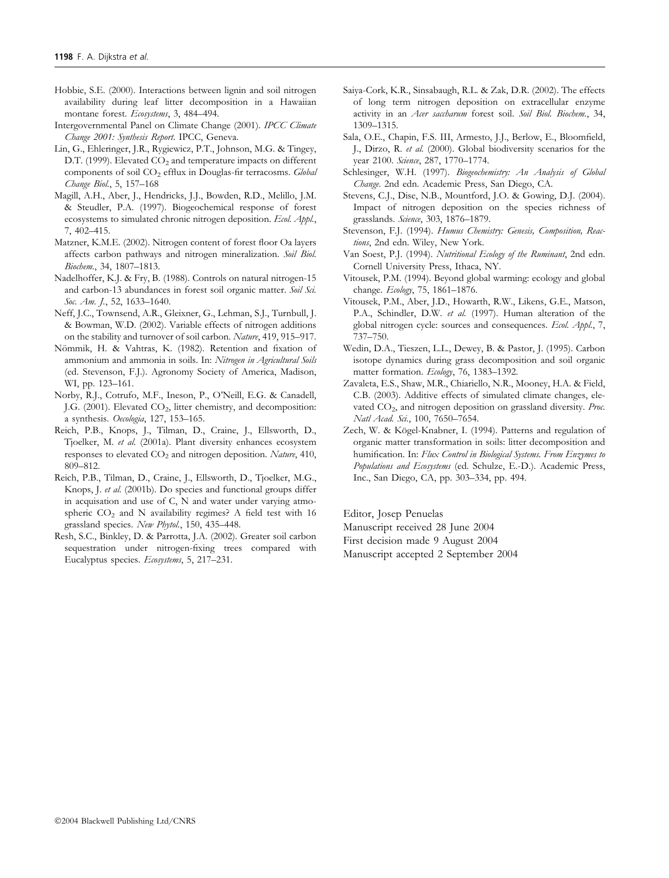Hobbie, S.E. (2000). Interactions between lignin and soil nitrogen availability during leaf litter decomposition in a Hawaiian montane forest. *Ecosystems*, 3, 484–494.

Intergovernmental Panel on Climate Change (2001). *IPCC Climate Change 2001: Synthesis Report*. IPCC, Geneva.

Lin, G., Ehleringer, J.R., Rygiewicz, P.T., Johnson, M.G. & Tingey, D.T. (1999). Elevated $CO_2$ and temperature impacts on different components of soil $CO_2$ efflux in Douglas-fir terracosms. *Global Change Biol.*, 5, 157–168

Magill, A.H., Aber, J., Hendricks, J.J., Bowden, R.D., Melillo, J.M. & Steudler, P.A. (1997). Biogeochemical response of forest ecosystems to simulated chronic nitrogen deposition. *Ecol. Appl.*, 7, 402–415.

Matzner, K.M.E. (2002). Nitrogen content of forest floor Oa layers affects carbon pathways and nitrogen mineralization. *Soil Biol. Biochem.*, 34, 1807–1813.

Nadelhoffer, K.J. & Fry, B. (1988). Controls on natural nitrogen-15 and carbon-13 abundances in forest soil organic matter. *Soil Sci. Soc. Am. J.*, 52, 1633–1640.

Neff, J.C., Townsend, A.R., Gleixner, G., Lehman, S.J., Turnbull, J. & Bowman, W.D. (2002). Variable effects of nitrogen additions on the stability and turnover of soil carbon. *Nature*, 419, 915–917.

Nömmik, H. & Vahtras, K. (1982). Retention and fixation of ammonium and ammonia in soils. In: *Nitrogen in Agricultural Soils* (ed. Stevenson, F.J.). Agronomy Society of America, Madison, WI, pp. 123–161.

Norby, R.J., Cotrufo, M.F., Ineson, P., O'Neill, E.G. & Canadell, J.G. (2001). Elevated $CO_2$, litter chemistry, and decomposition: a synthesis. *Oecologia*, 127, 153–165.

Reich, P.B., Knops, J., Tilman, D., Craine, J., Ellsworth, D., Tjoelker, M. *et al.* (2001a). Plant diversity enhances ecosystem responses to elevated $CO_2$ and nitrogen deposition. *Nature*, 410, 809–812.

Reich, P.B., Tilman, D., Craine, J., Ellsworth, D., Tjoelker, M.G., Knops, J. *et al.* (2001b). Do species and functional groups differ in acquisation and use of C, N and water under varying atmospheric $CO_2$ and N availability regimes? A field test with 16 grassland species. *New Phytol.*, 150, 435–448.

Resh, S.C., Binkley, D. & Parrotta, J.A. (2002). Greater soil carbon sequestration under nitrogen-fixing trees compared with Eucalyptus species. *Ecosystems*, 5, 217–231.

Saiya-Cork, K.R., Sinsabaugh, R.L. & Zak, D.R. (2002). The effects of long term nitrogen deposition on extracellular enzyme activity in an *Acer saccharum* forest soil. *Soil Biol. Biochem.*, 34, 1309–1315.

Sala, O.E., Chapin, F.S. III, Armesto, J.J., Berlow, E., Bloomfield, J., Dirzo, R. *et al.* (2000). Global biodiversity scenarios for the year 2100. *Science*, 287, 1770–1774.

Schlesinger, W.H. (1997). *Biogeochemistry: An Analysis of Global Change*. 2nd edn. Academic Press, San Diego, CA.

Stevens, C.J., Dise, N.B., Mountford, J.O. & Gowing, D.J. (2004). Impact of nitrogen deposition on the species richness of grasslands. *Science*, 303, 1876–1879.

Stevenson, F.J. (1994). *Humus Chemistry: Genesis, Composition, Reactions*, 2nd edn. Wiley, New York.

Van Soest, P.J. (1994). *Nutritional Ecology of the Ruminant*, 2nd edn. Cornell University Press, Ithaca, NY.

Vitousek, P.M. (1994). Beyond global warming: ecology and global change. *Ecology*, 75, 1861–1876.

Vitousek, P.M., Aber, J.D., Howarth, R.W., Likens, G.E., Matson, P.A., Schindler, D.W. *et al.* (1997). Human alteration of the global nitrogen cycle: sources and consequences. *Ecol. Appl.*, 7, 737–750.

Wedin, D.A., Tieszen, L.L., Dewey, B. & Pastor, J. (1995). Carbon isotope dynamics during grass decomposition and soil organic matter formation. *Ecology*, 76, 1383–1392.

Zavaleta, E.S., Shaw, M.R., Chiariello, N.R., Mooney, H.A. & Field, C.B. (2003). Additive effects of simulated climate changes, elevated $CO_2$, and nitrogen deposition on grassland diversity. *Proc. Natl Acad. Sci.*, 100, 7650–7654.

Zech, W. & Kögel-Knabner, I. (1994). Patterns and regulation of organic matter transformation in soils: litter decomposition and humification. In: *Flux Control in Biological Systems. From Enzymes to Populations and Ecosystems* (ed. Schulze, E.-D.). Academic Press, Inc., San Diego, CA, pp. 303–334, pp. 494.

Editor, Josep Penuelas
Manuscript received 28 June 2004
First decision made 9 August 2004
Manuscript accepted 2 September 2004